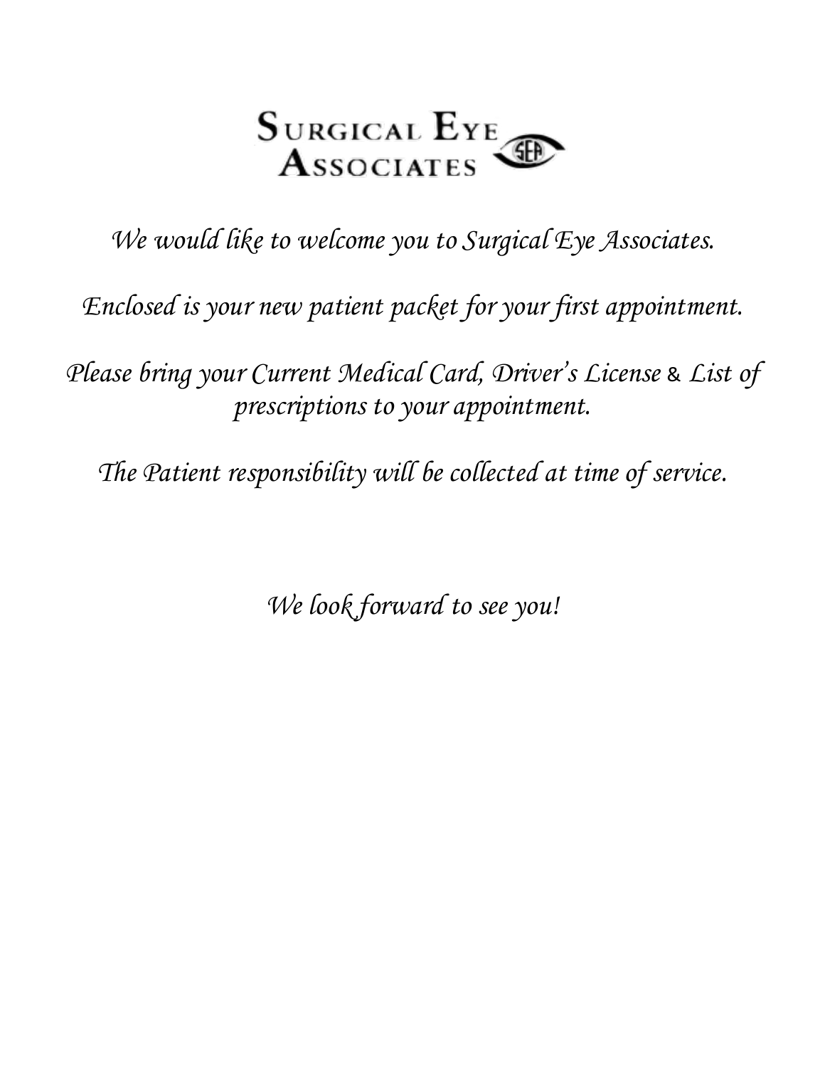# Surgical Eye Associates

*We would like to welcome you to Surgical Eye Associates.*

*Enclosed is your new patient packet for your first appointment.*

*Please bring your Current Medical Card, Driver's License & List of prescriptions to your appointment.*

*The Patient responsibility will be collected at time of service.*

*We look forward to see you!*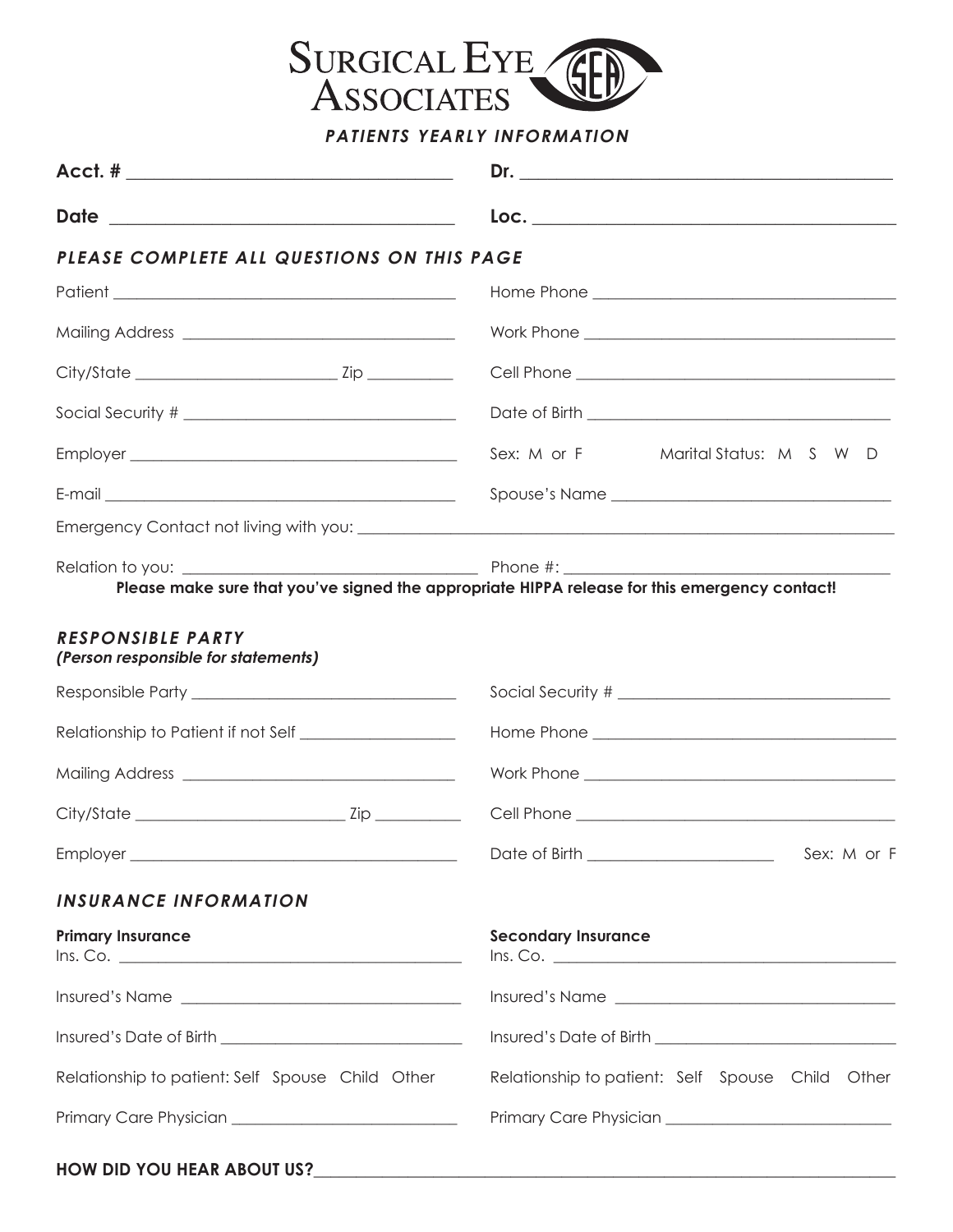# SURGICAL EYE ASSOCIATES

***PATIENTS YEARLY INFORMATION***

**Acct. #** ______________________________ **Dr.** ______________________________

**Date** ______________________________ **Loc.** ______________________________

### *PLEASE COMPLETE ALL QUESTIONS ON THIS PAGE*

Patient ______________________________ Home Phone ______________________________

Mailing Address ______________________________ Work Phone ______________________________

City/State ____________________ Zip __________ Cell Phone ______________________________

Social Security # ______________________________ Date of Birth ______________________________

Employer ______________________________ Sex: M or F Marital Status: M S W D

E-mail ______________________________ Spouse's Name ______________________________

Emergency Contact not living with you: ______________________________

Relation to you: ______________________________ Phone #: ______________________________

**Please make sure that you've signed the appropriate HIPPA release for this emergency contact!**

### *RESPONSIBLE PARTY*

***(Person responsible for statements)***

Responsible Party ______________________________ Social Security # ______________________________

Relationship to Patient if not Self ____________________ Home Phone ______________________________

Mailing Address ______________________________ Work Phone ______________________________

City/State ____________________ Zip __________ Cell Phone ______________________________

Employer ______________________________ Date of Birth ____________________ Sex: M or F

### *INSURANCE INFORMATION*

**Primary Insurance**

Ins. Co. ______________________________

Insured's Name ______________________________

Insured's Date of Birth ______________________________

Relationship to patient: Self Spouse Child Other

Primary Care Physician ______________________________

**Secondary Insurance**

Ins. Co. ______________________________

Insured's Name ______________________________

Insured's Date of Birth ______________________________

Relationship to patient: Self Spouse Child Other

Primary Care Physician ______________________________

**HOW DID YOU HEAR ABOUT US?**______________________________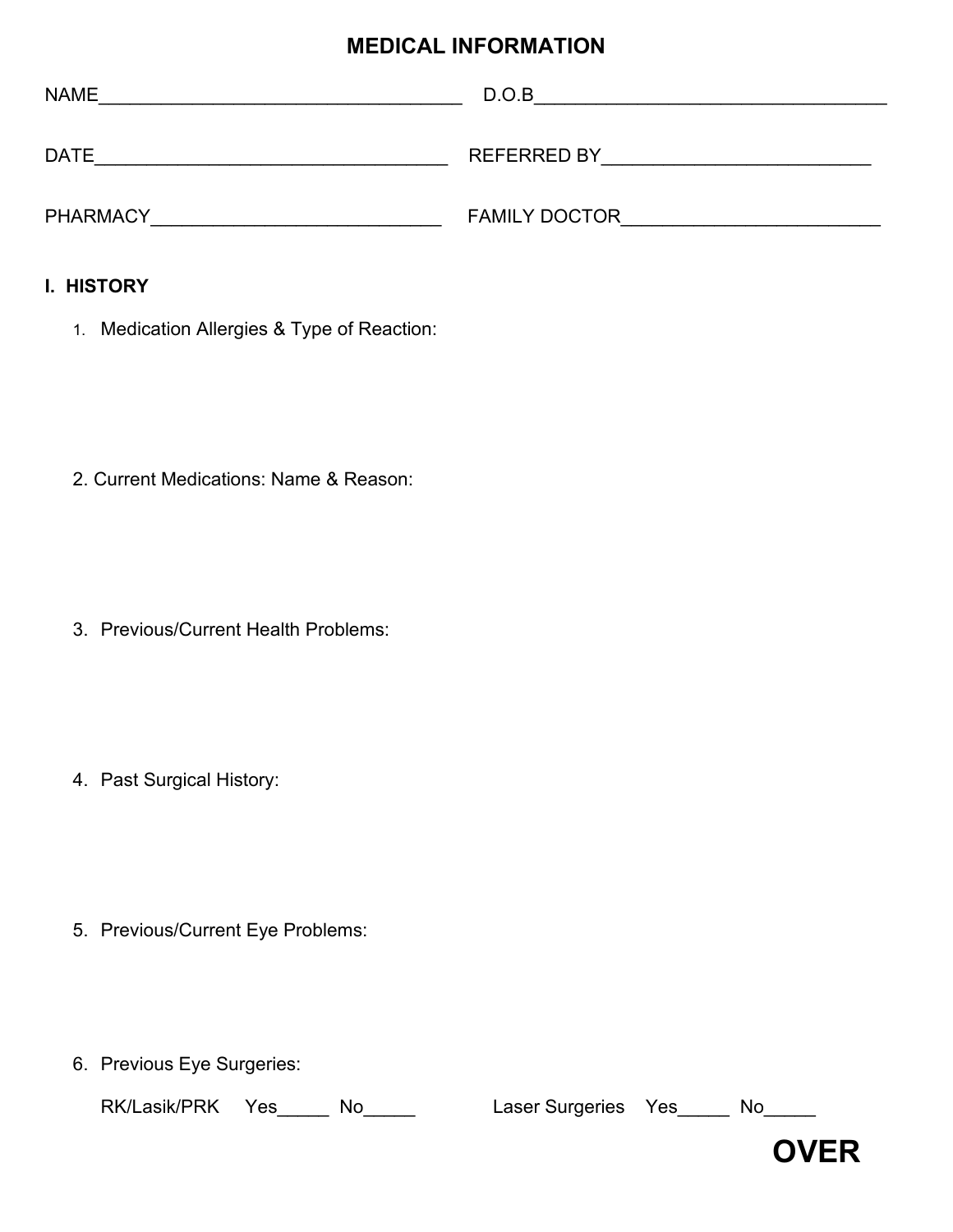# MEDICAL INFORMATION

NAME___________________________________ D.O.B__________________________________

DATE__________________________________ REFERRED BY_________________________

PHARMACY____________________________ FAMILY DOCTOR________________________

**I. HISTORY**

1. Medication Allergies & Type of Reaction:

2. Current Medications: Name & Reason:

3. Previous/Current Health Problems:

4. Past Surgical History:

5. Previous/Current Eye Problems:

6. Previous Eye Surgeries:

   RK/Lasik/PRK Yes_____ No_____ Laser Surgeries Yes_____ No_____

**OVER**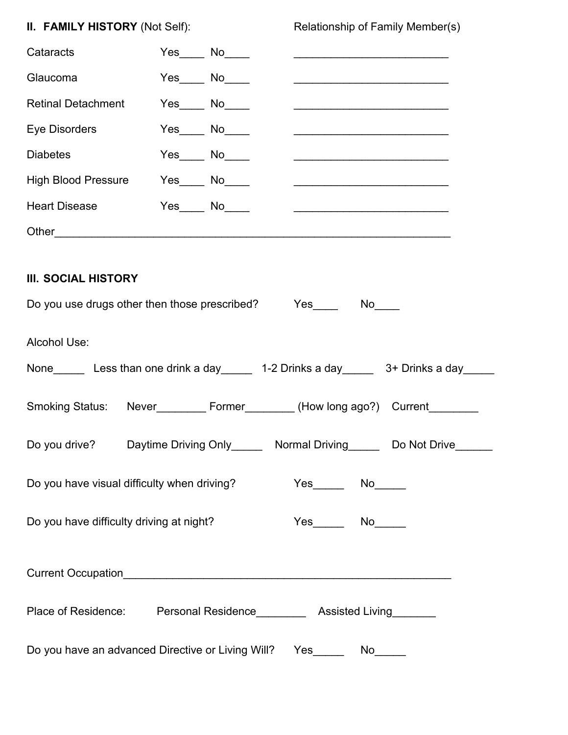## II. FAMILY HISTORY (Not Self):

| | | | Relationship of Family Member(s) |
|---|---|---|---|
| Cataracts | Yes____ | No____ | _________________________ |
| Glaucoma | Yes____ | No____ | _________________________ |
| Retinal Detachment | Yes____ | No____ | _________________________ |
| Eye Disorders | Yes____ | No____ | _________________________ |
| Diabetes | Yes____ | No____ | _________________________ |
| High Blood Pressure | Yes____ | No____ | _________________________ |
| Heart Disease | Yes____ | No____ | _________________________ |

Other_________________________________________________________________

## III. SOCIAL HISTORY

Do you use drugs other then those prescribed? Yes____ No____

Alcohol Use:

None_____ Less than one drink a day_____ 1-2 Drinks a day_____ 3+ Drinks a day_____

Smoking Status: Never________ Former________ (How long ago?) Current________

Do you drive? Daytime Driving Only_____ Normal Driving_____ Do Not Drive______

Do you have visual difficulty when driving? Yes_____ No_____

Do you have difficulty driving at night? Yes_____ No_____

Current Occupation______________________________________________________

Place of Residence: Personal Residence________ Assisted Living_______

Do you have an advanced Directive or Living Will? Yes_____ No_____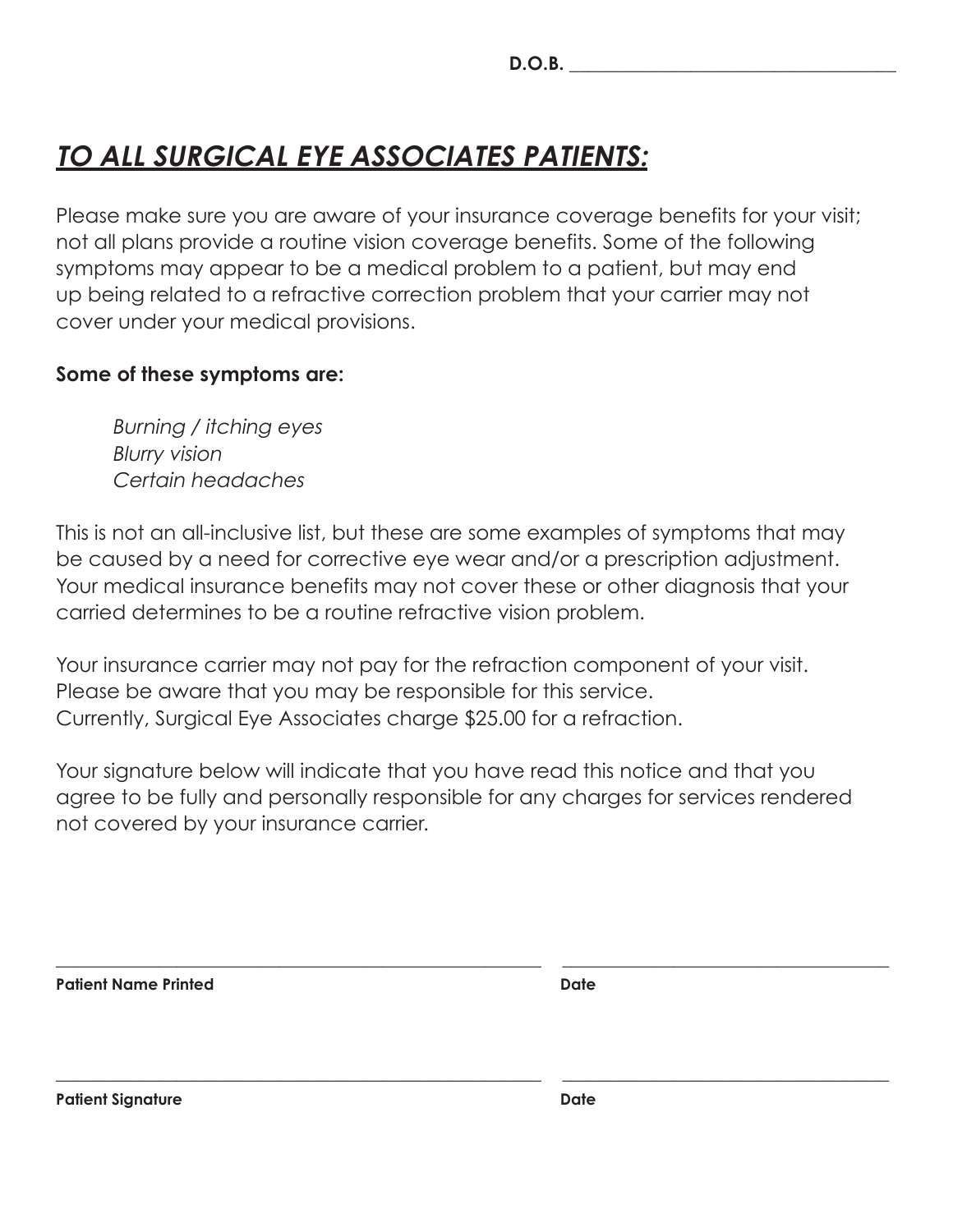D.O.B. ____________________________________

## ***TO ALL SURGICAL EYE ASSOCIATES PATIENTS:***

Please make sure you are aware of your insurance coverage benefits for your visit; not all plans provide a routine vision coverage benefits. Some of the following symptoms may appear to be a medical problem to a patient, but may end up being related to a refractive correction problem that your carrier may not cover under your medical provisions.

**Some of these symptoms are:**

*Burning / itching eyes*
*Blurry vision*
*Certain headaches*

This is not an all-inclusive list, but these are some examples of symptoms that may be caused by a need for corrective eye wear and/or a prescription adjustment. Your medical insurance benefits may not cover these or other diagnosis that your carried determines to be a routine refractive vision problem.

Your insurance carrier may not pay for the refraction component of your visit. Please be aware that you may be responsible for this service.
Currently, Surgical Eye Associates charge $25.00 for a refraction.

Your signature below will indicate that you have read this notice and that you agree to be fully and personally responsible for any charges for services rendered not covered by your insurance carrier.

____________________________________________ ____________________________
**Patient Name Printed** **Date**

____________________________________________ ____________________________
**Patient Signature** **Date**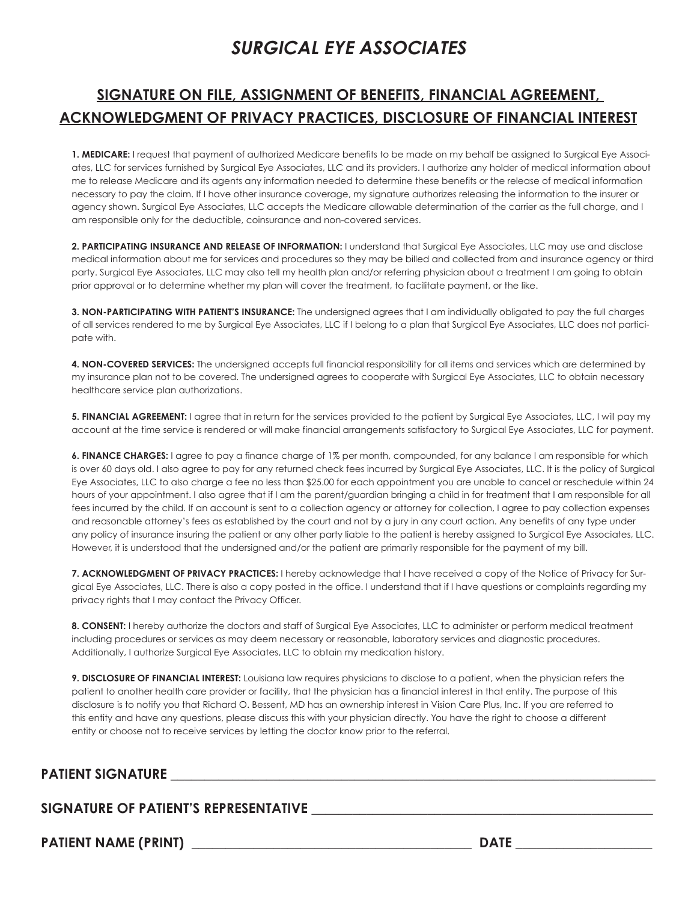# *SURGICAL EYE ASSOCIATES*

## SIGNATURE ON FILE, ASSIGNMENT OF BENEFITS, FINANCIAL AGREEMENT, ACKNOWLEDGMENT OF PRIVACY PRACTICES, DISCLOSURE OF FINANCIAL INTEREST

**1. MEDICARE:** I request that payment of authorized Medicare benefits to be made on my behalf be assigned to Surgical Eye Associates, LLC for services furnished by Surgical Eye Associates, LLC and its providers. I authorize any holder of medical information about me to release Medicare and its agents any information needed to determine these benefits or the release of medical information necessary to pay the claim. If I have other insurance coverage, my signature authorizes releasing the information to the insurer or agency shown. Surgical Eye Associates, LLC accepts the Medicare allowable determination of the carrier as the full charge, and I am responsible only for the deductible, coinsurance and non-covered services.

**2. PARTICIPATING INSURANCE AND RELEASE OF INFORMATION:** I understand that Surgical Eye Associates, LLC may use and disclose medical information about me for services and procedures so they may be billed and collected from and insurance agency or third party. Surgical Eye Associates, LLC may also tell my health plan and/or referring physician about a treatment I am going to obtain prior approval or to determine whether my plan will cover the treatment, to facilitate payment, or the like.

**3. NON-PARTICIPATING WITH PATIENT'S INSURANCE:** The undersigned agrees that I am individually obligated to pay the full charges of all services rendered to me by Surgical Eye Associates, LLC if I belong to a plan that Surgical Eye Associates, LLC does not participate with.

**4. NON-COVERED SERVICES:** The undersigned accepts full financial responsibility for all items and services which are determined by my insurance plan not to be covered. The undersigned agrees to cooperate with Surgical Eye Associates, LLC to obtain necessary healthcare service plan authorizations.

**5. FINANCIAL AGREEMENT:** I agree that in return for the services provided to the patient by Surgical Eye Associates, LLC, I will pay my account at the time service is rendered or will make financial arrangements satisfactory to Surgical Eye Associates, LLC for payment.

**6. FINANCE CHARGES:** I agree to pay a finance charge of 1% per month, compounded, for any balance I am responsible for which is over 60 days old. I also agree to pay for any returned check fees incurred by Surgical Eye Associates, LLC. It is the policy of Surgical Eye Associates, LLC to also charge a fee no less than $25.00 for each appointment you are unable to cancel or reschedule within 24 hours of your appointment. I also agree that if I am the parent/guardian bringing a child in for treatment that I am responsible for all fees incurred by the child. If an account is sent to a collection agency or attorney for collection, I agree to pay collection expenses and reasonable attorney's fees as established by the court and not by a jury in any court action. Any benefits of any type under any policy of insurance insuring the patient or any other party liable to the patient is hereby assigned to Surgical Eye Associates, LLC. However, it is understood that the undersigned and/or the patient are primarily responsible for the payment of my bill.

**7. ACKNOWLEDGMENT OF PRIVACY PRACTICES:** I hereby acknowledge that I have received a copy of the Notice of Privacy for Surgical Eye Associates, LLC. There is also a copy posted in the office. I understand that if I have questions or complaints regarding my privacy rights that I may contact the Privacy Officer.

**8. CONSENT:** I hereby authorize the doctors and staff of Surgical Eye Associates, LLC to administer or perform medical treatment including procedures or services as may deem necessary or reasonable, laboratory services and diagnostic procedures. Additionally, I authorize Surgical Eye Associates, LLC to obtain my medication history.

**9. DISCLOSURE OF FINANCIAL INTEREST:** Louisiana law requires physicians to disclose to a patient, when the physician refers the patient to another health care provider or facility, that the physician has a financial interest in that entity. The purpose of this disclosure is to notify you that Richard O. Bessent, MD has an ownership interest in Vision Care Plus, Inc. If you are referred to this entity and have any questions, please discuss this with your physician directly. You have the right to choose a different entity or choose not to receive services by letting the doctor know prior to the referral.

**PATIENT SIGNATURE** ______________________________________________

**SIGNATURE OF PATIENT'S REPRESENTATIVE** ______________________________

**PATIENT NAME (PRINT)** ______________________________ **DATE** ______________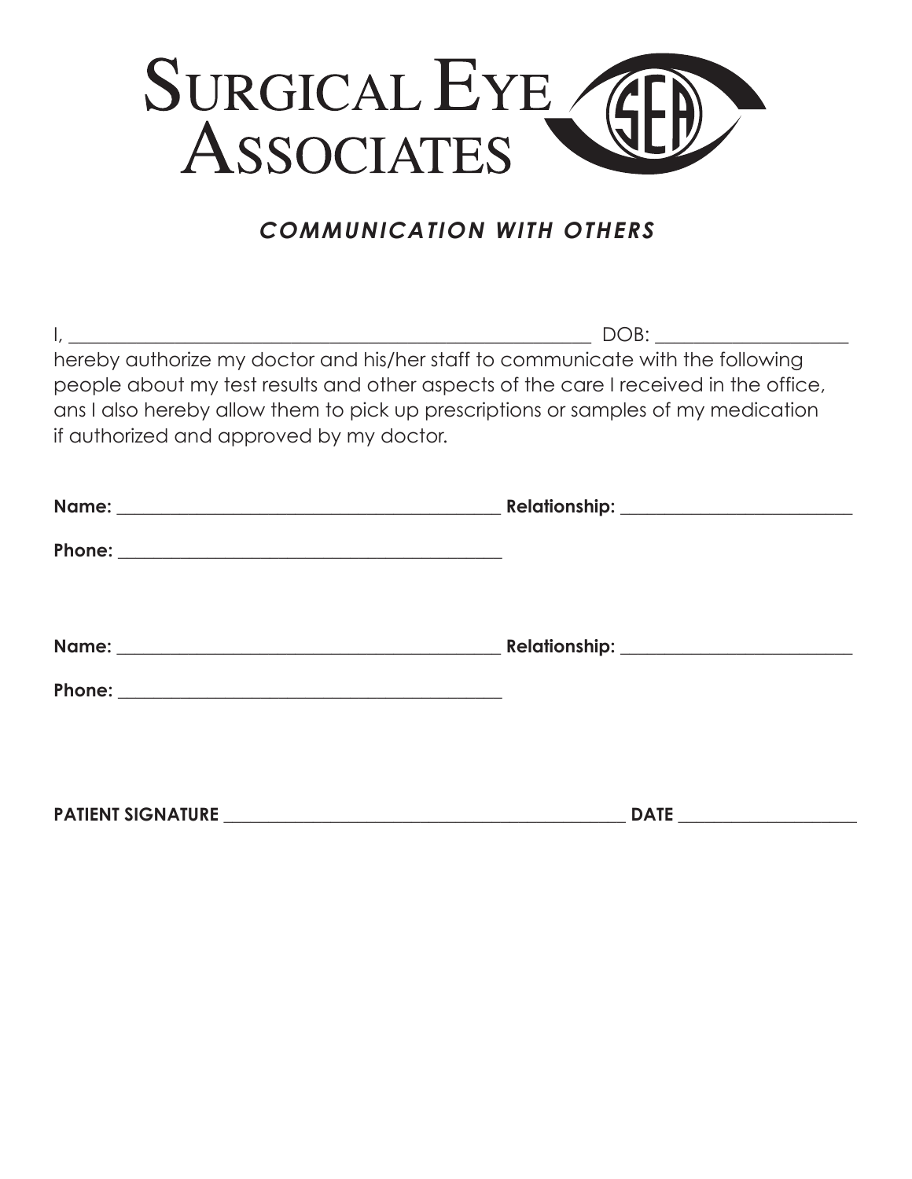# SURGICAL EYE ASSOCIATES

## *COMMUNICATION WITH OTHERS*

I, ______________________________________________________ DOB: ____________________
hereby authorize my doctor and his/her staff to communicate with the following people about my test results and other aspects of the care I received in the office, ans I also hereby allow them to pick up prescriptions or samples of my medication if authorized and approved by my doctor.

**Name:** ________________________________________ **Relationship:** ________________________

**Phone:** ________________________________________

**Name:** ________________________________________ **Relationship:** ________________________

**Phone:** ________________________________________

**PATIENT SIGNATURE** ____________________________________________ **DATE** ____________________